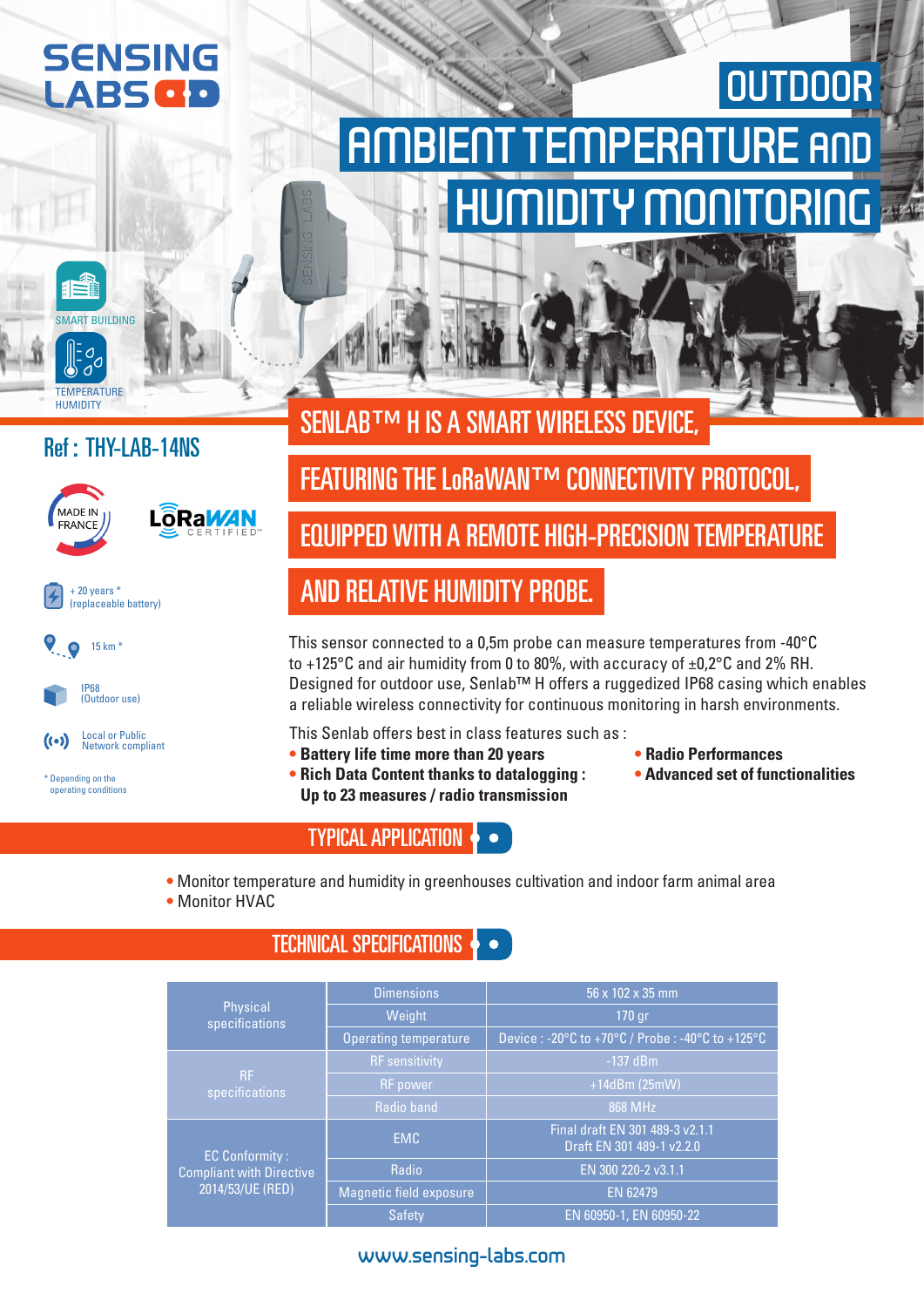SENSING LABS

# OUTDOOR AMBIENT TEMPERATURE AND HUMIDITY MONITORING

SMART BUILDING

TEMPERATURE HUMIDITY

## Ref : THY-LAB-14NS

MADE IN FRANCE

LoRaWAN CERTIFIED

+ 20 years *
(replaceable battery)

15 km *

IP68
(Outdoor use)

Local or Public
Network compliant

* Depending on the operating conditions

## SENLAB™ H IS A SMART WIRELESS DEVICE, FEATURING THE LoRaWAN™ CONNECTIVITY PROTOCOL, EQUIPPED WITH A REMOTE HIGH-PRECISION TEMPERATURE AND RELATIVE HUMIDITY PROBE.

This sensor connected to a 0,5m probe can measure temperatures from -40°C to +125°C and air humidity from 0 to 80%, with accuracy of ±0,2°C and 2% RH. Designed for outdoor use, Senlab™ H offers a ruggedized IP68 casing which enables a reliable wireless connectivity for continuous monitoring in harsh environments.

This Senlab offers best in class features such as :

- **Battery life time more than 20 years**
- **Rich Data Content thanks to datalogging : Up to 23 measures / radio transmission**
- **Radio Performances**
- **Advanced set of functionalities**

## TYPICAL APPLICATION

- Monitor temperature and humidity in greenhouses cultivation and indoor farm animal area
- Monitor HVAC

## TECHNICAL SPECIFICATIONS

| | | |
|---|---|---|
| Physical specifications | Dimensions | 56 x 102 x 35 mm |
| | Weight | 170 gr |
| | Operating temperature | Device : -20°C to +70°C / Probe : -40°C to +125°C |
| RF specifications | RF sensitivity | -137 dBm |
| | RF power | +14dBm (25mW) |
| | Radio band | 868 MHz |
| EC Conformity : Compliant with Directive 2014/53/UE (RED) | EMC | Final draft EN 301 489-3 v2.1.1<br>Draft EN 301 489-1 v2.2.0 |
| | Radio | EN 300 220-2 v3.1.1 |
| | Magnetic field exposure | EN 62479 |
| | Safety | EN 60950-1, EN 60950-22 |

www.sensing-labs.com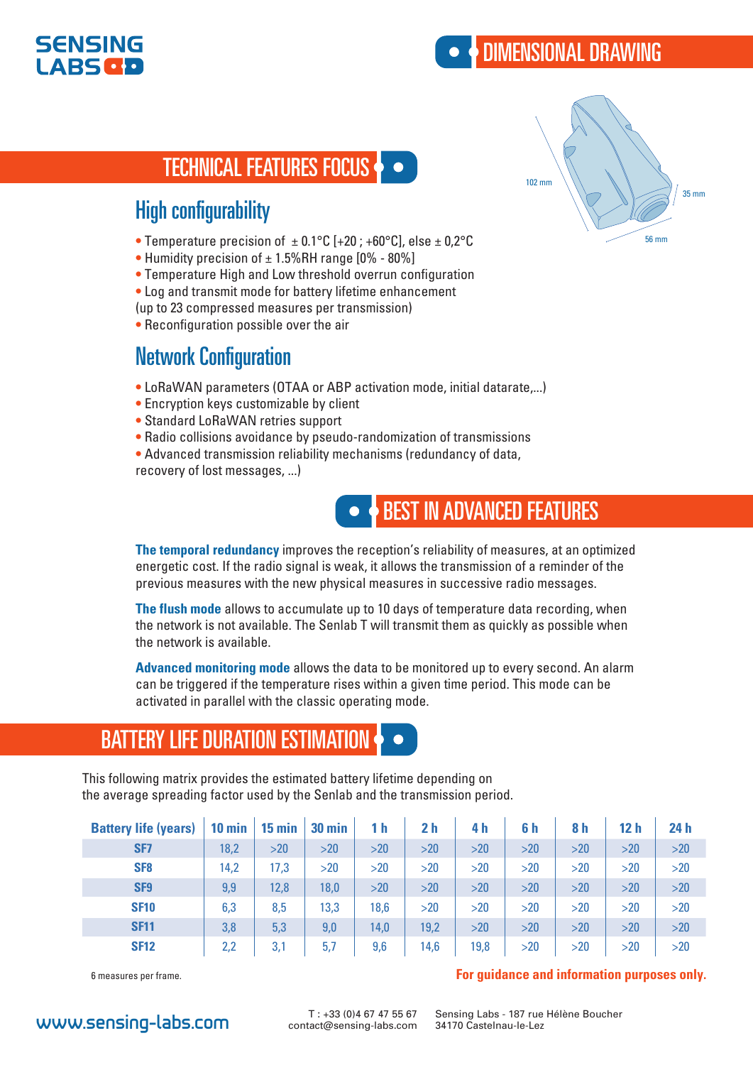## DIMENSIONAL DRAWING

102 mm

35 mm

56 mm

## TECHNICAL FEATURES FOCUS

### High configurability

- Temperature precision of ± 0.1°C [+20 ; +60°C], else ± 0,2°C
- Humidity precision of ± 1.5%RH range [0% - 80%]
- Temperature High and Low threshold overrun configuration
- Log and transmit mode for battery lifetime enhancement (up to 23 compressed measures per transmission)
- Reconfiguration possible over the air

### Network Configuration

- LoRaWAN parameters (OTAA or ABP activation mode, initial datarate,...)
- Encryption keys customizable by client
- Standard LoRaWAN retries support
- Radio collisions avoidance by pseudo-randomization of transmissions
- Advanced transmission reliability mechanisms (redundancy of data, recovery of lost messages, ...)

## BEST IN ADVANCED FEATURES

**The temporal redundancy** improves the reception's reliability of measures, at an optimized energetic cost. If the radio signal is weak, it allows the transmission of a reminder of the previous measures with the new physical measures in successive radio messages.

**The flush mode** allows to accumulate up to 10 days of temperature data recording, when the network is not available. The Senlab T will transmit them as quickly as possible when the network is available.

**Advanced monitoring mode** allows the data to be monitored up to every second. An alarm can be triggered if the temperature rises within a given time period. This mode can be activated in parallel with the classic operating mode.

## BATTERY LIFE DURATION ESTIMATION

This following matrix provides the estimated battery lifetime depending on the average spreading factor used by the Senlab and the transmission period.

| Battery life (years) | 10 min | 15 min | 30 min | 1 h | 2 h | 4 h | 6 h | 8 h | 12 h | 24 h |
|---|---|---|---|---|---|---|---|---|---|---|
| SF7 | 18,2 | >20 | >20 | >20 | >20 | >20 | >20 | >20 | >20 | >20 |
| SF8 | 14,2 | 17,3 | >20 | >20 | >20 | >20 | >20 | >20 | >20 | >20 |
| SF9 | 9,9 | 12,8 | 18,0 | >20 | >20 | >20 | >20 | >20 | >20 | >20 |
| SF10 | 6,3 | 8,5 | 13,3 | 18,6 | >20 | >20 | >20 | >20 | >20 | >20 |
| SF11 | 3,8 | 5,3 | 9,0 | 14,0 | 19,2 | >20 | >20 | >20 | >20 | >20 |
| SF12 | 2,2 | 3,1 | 5,7 | 9,6 | 14,6 | 19,8 | >20 | >20 | >20 | >20 |

6 measures per frame.

**For guidance and information purposes only.**

www.sensing-labs.com

T : +33 (0)4 67 47 55 67
contact@sensing-labs.com

Sensing Labs - 187 rue Hélène Boucher
34170 Castelnau-le-Lez